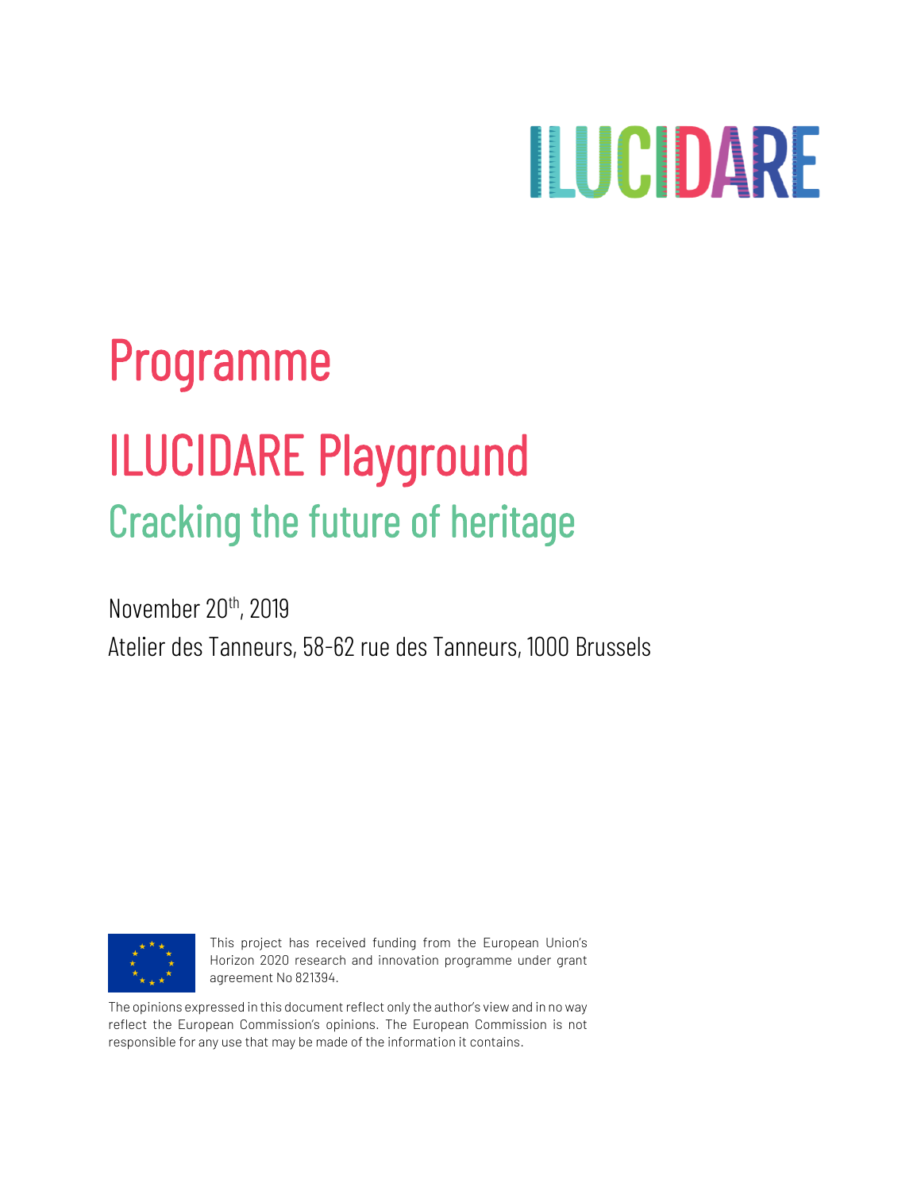ILUCIDARE

# Programme

# ILUCIDARE Playground

## Cracking the future of heritage

November 20th, 2019

Atelier des Tanneurs, 58-62 rue des Tanneurs, 1000 Brussels

This project has received funding from the European Union's Horizon 2020 research and innovation programme under grant agreement No 821394.

The opinions expressed in this document reflect only the author's view and in no way reflect the European Commission's opinions. The European Commission is not responsible for any use that may be made of the information it contains.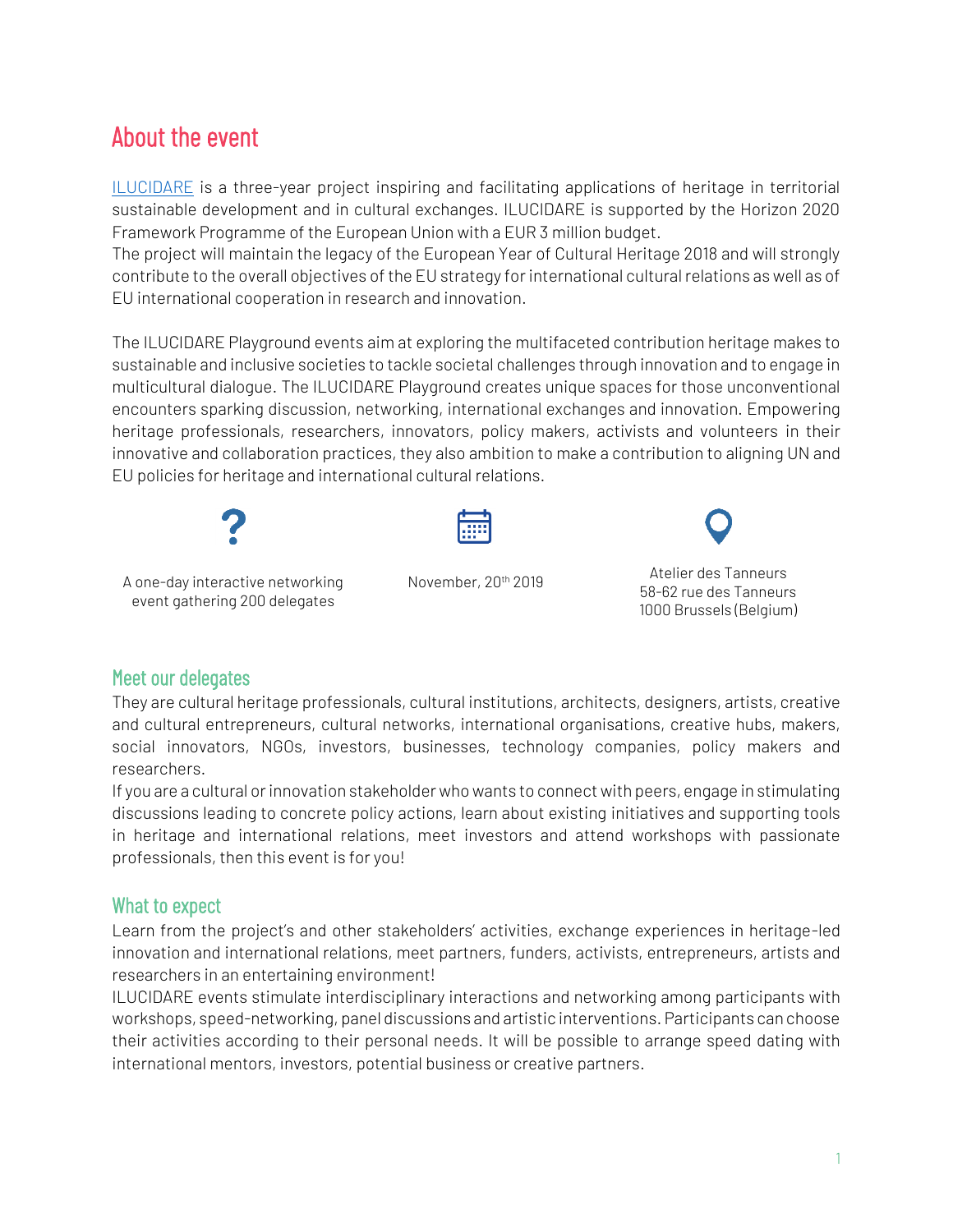# About the event

ILUCIDARE is a three-year project inspiring and facilitating applications of heritage in territorial sustainable development and in cultural exchanges. ILUCIDARE is supported by the Horizon 2020 Framework Programme of the European Union with a EUR 3 million budget.
The project will maintain the legacy of the European Year of Cultural Heritage 2018 and will strongly contribute to the overall objectives of the EU strategy for international cultural relations as well as of EU international cooperation in research and innovation.

The ILUCIDARE Playground events aim at exploring the multifaceted contribution heritage makes to sustainable and inclusive societies to tackle societal challenges through innovation and to engage in multicultural dialogue. The ILUCIDARE Playground creates unique spaces for those unconventional encounters sparking discussion, networking, international exchanges and innovation. Empowering heritage professionals, researchers, innovators, policy makers, activists and volunteers in their innovative and collaboration practices, they also ambition to make a contribution to aligning UN and EU policies for heritage and international cultural relations.

A one-day interactive networking event gathering 200 delegates

November, 20th 2019

Atelier des Tanneurs
58-62 rue des Tanneurs
1000 Brussels (Belgium)

## Meet our delegates

They are cultural heritage professionals, cultural institutions, architects, designers, artists, creative and cultural entrepreneurs, cultural networks, international organisations, creative hubs, makers, social innovators, NGOs, investors, businesses, technology companies, policy makers and researchers.
If you are a cultural or innovation stakeholder who wants to connect with peers, engage in stimulating discussions leading to concrete policy actions, learn about existing initiatives and supporting tools in heritage and international relations, meet investors and attend workshops with passionate professionals, then this event is for you!

## What to expect

Learn from the project's and other stakeholders' activities, exchange experiences in heritage-led innovation and international relations, meet partners, funders, activists, entrepreneurs, artists and researchers in an entertaining environment!
ILUCIDARE events stimulate interdisciplinary interactions and networking among participants with workshops, speed-networking, panel discussions and artistic interventions. Participants can choose their activities according to their personal needs. It will be possible to arrange speed dating with international mentors, investors, potential business or creative partners.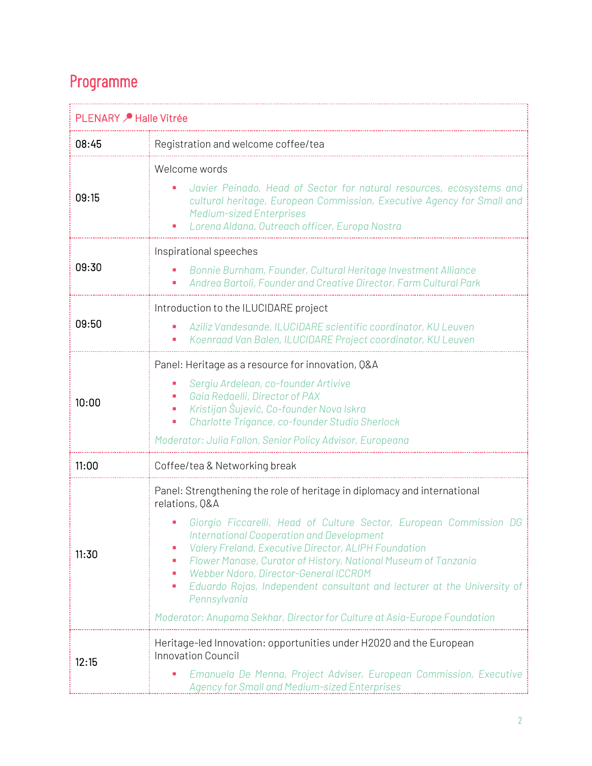## Programme

| PLENARY 📍 Halle Vitrée | |
|---|---|
| 08:45 | Registration and welcome coffee/tea |
| 09:15 | Welcome words<br>▪ *Javier Peinado, Head of Sector for natural resources, ecosystems and cultural heritage, European Commission, Executive Agency for Small and Medium-sized Enterprises*<br>▪ *Lorena Aldana, Outreach officer, Europa Nostra* |
| 09:30 | Inspirational speeches<br>▪ *Bonnie Burnham, Founder, Cultural Heritage Investment Alliance*<br>▪ *Andrea Bartoli, Founder and Creative Director, Farm Cultural Park* |
| 09:50 | Introduction to the ILUCIDARE project<br>▪ *Aziliz Vandesande, ILUCIDARE scientific coordinator, KU Leuven*<br>▪ *Koenraad Van Balen, ILUCIDARE Project coordinator, KU Leuven* |
| 10:00 | Panel: Heritage as a resource for innovation, Q&A<br>▪ *Sergiu Ardelean, co-founder Artivive*<br>▪ *Gaia Redaelli, Director of PAX*<br>▪ *Kristijan Šujević, Co-founder Nova Iskra*<br>▪ *Charlotte Trigance, co-founder Studio Sherlock*<br>*Moderator: Julia Fallon, Senior Policy Advisor, Europeana* |
| 11:00 | Coffee/tea & Networking break |
| 11:30 | Panel: Strengthening the role of heritage in diplomacy and international relations, Q&A<br>▪ *Giorgio Ficcarelli, Head of Culture Sector, European Commission DG International Cooperation and Development*<br>▪ *Valery Freland, Executive Director, ALIPH Foundation*<br>▪ *Flower Manase, Curator of History, National Museum of Tanzania*<br>▪ *Webber Ndoro, Director-General ICCROM*<br>▪ *Eduardo Rojas, Independent consultant and lecturer at the University of Pennsylvania*<br>*Moderator: Anupama Sekhar, Director for Culture at Asia-Europe Foundation* |
| 12:15 | Heritage-led Innovation: opportunities under H2020 and the European Innovation Council<br>▪ *Emanuela De Menna, Project Adviser, European Commission, Executive Agency for Small and Medium-sized Enterprises* |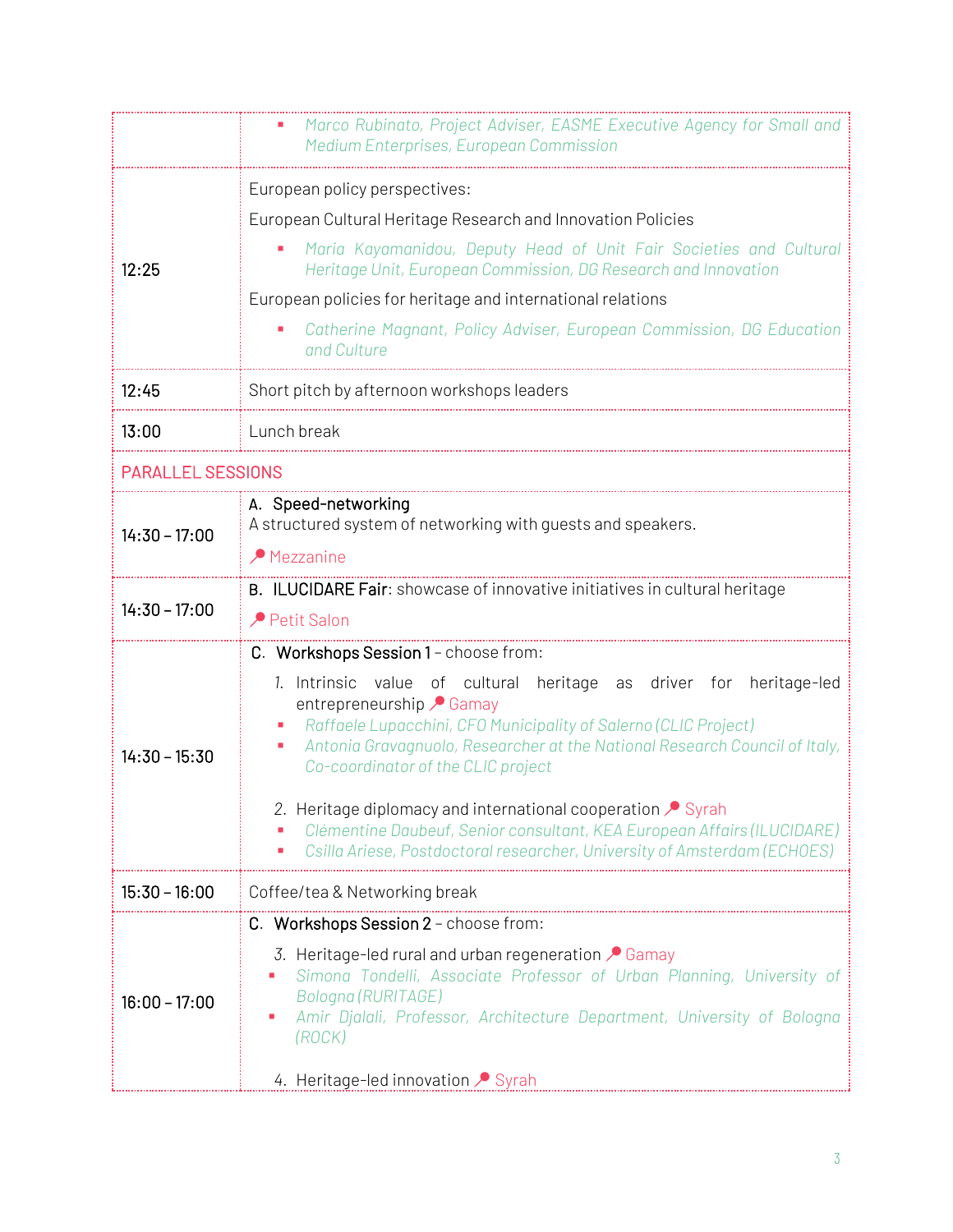| | |
|---|---|
| | - *Marco Rubinato, Project Adviser, EASME Executive Agency for Small and Medium Enterprises, European Commission* |
| 12:25 | European policy perspectives:<br>European Cultural Heritage Research and Innovation Policies<br>- *Maria Kayamanidou, Deputy Head of Unit Fair Societies and Cultural Heritage Unit, European Commission, DG Research and Innovation*<br><br>European policies for heritage and international relations<br>- *Catherine Magnant, Policy Adviser, European Commission, DG Education and Culture* |
| 12:45 | Short pitch by afternoon workshops leaders |
| 13:00 | Lunch break |
| PARALLEL SESSIONS | |
| 14:30 – 17:00 | A. **Speed-networking**<br>A structured system of networking with guests and speakers.<br>Mezzanine |
| 14:30 – 17:00 | B. **ILUCIDARE Fair**: showcase of innovative initiatives in cultural heritage<br>Petit Salon |
| 14:30 – 15:30 | C. **Workshops Session 1** – choose from:<br>1. Intrinsic value of cultural heritage as driver for heritage-led entrepreneurship Gamay<br>- *Raffaele Lupacchini, CFO Municipality of Salerno (CLIC Project)*<br>- *Antonia Gravagnuolo, Researcher at the National Research Council of Italy, Co-coordinator of the CLIC project*<br><br>2. Heritage diplomacy and international cooperation Syrah<br>- *Clémentine Daubeuf, Senior consultant, KEA European Affairs (ILUCIDARE)*<br>- *Csilla Ariese, Postdoctoral researcher, University of Amsterdam (ECHOES)* |
| 15:30 – 16:00 | Coffee/tea & Networking break |
| 16:00 – 17:00 | C. **Workshops Session 2** – choose from:<br>3. Heritage-led rural and urban regeneration Gamay<br>- *Simona Tondelli, Associate Professor of Urban Planning, University of Bologna (RURITAGE)*<br>- *Amir Djalali, Professor, Architecture Department, University of Bologna (ROCK)*<br><br>4. Heritage-led innovation Syrah |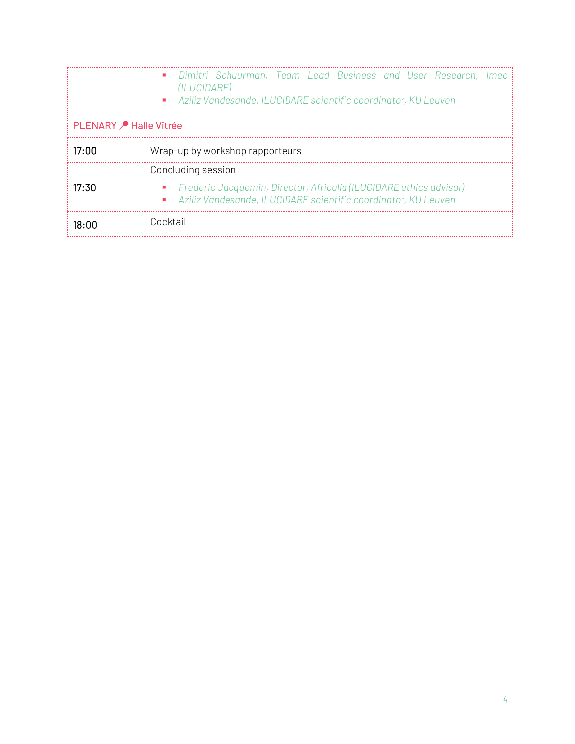| | |
|---|---|
| | ▪ *Dimitri Schuurman, Team Lead Business and User Research, Imec (ILUCIDARE)* <br> ▪ *Aziliz Vandesande, ILUCIDARE scientific coordinator, KU Leuven* |
| PLENARY 📍 Halle Vitrée | |
| 17:00 | Wrap-up by workshop rapporteurs |
| 17:30 | Concluding session <br> ▪ *Frederic Jacquemin, Director, Africalia (ILUCIDARE ethics advisor)* <br> ▪ *Aziliz Vandesande, ILUCIDARE scientific coordinator, KU Leuven* |
| 18:00 | Cocktail |